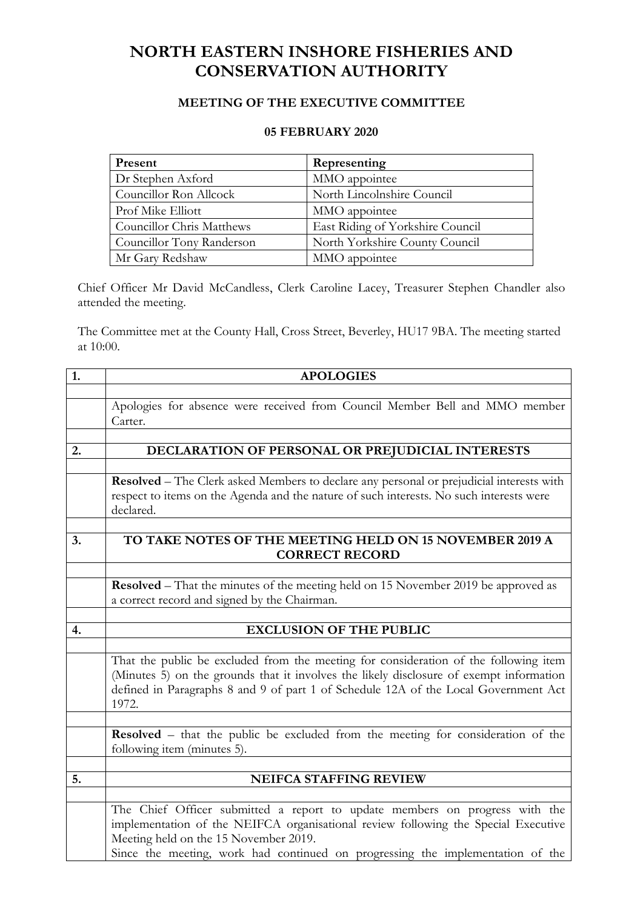# NORTH EASTERN INSHORE FISHERIES AND CONSERVATION AUTHORITY

## MEETING OF THE EXECUTIVE COMMITTEE

### 05 FEBRUARY 2020

| Present | Representing |
|---|---|
| Dr Stephen Axford | MMO appointee |
| Councillor Ron Allcock | North Lincolnshire Council |
| Prof Mike Elliott | MMO appointee |
| Councillor Chris Matthews | East Riding of Yorkshire Council |
| Councillor Tony Randerson | North Yorkshire County Council |
| Mr Gary Redshaw | MMO appointee |

Chief Officer Mr David McCandless, Clerk Caroline Lacey, Treasurer Stephen Chandler also attended the meeting.

The Committee met at the County Hall, Cross Street, Beverley, HU17 9BA. The meeting started at 10:00.

**1. APOLOGIES**

Apologies for absence were received from Council Member Bell and MMO member Carter.

**2. DECLARATION OF PERSONAL OR PREJUDICIAL INTERESTS**

**Resolved** – The Clerk asked Members to declare any personal or prejudicial interests with respect to items on the Agenda and the nature of such interests. No such interests were declared.

**3. TO TAKE NOTES OF THE MEETING HELD ON 15 NOVEMBER 2019 A CORRECT RECORD**

**Resolved** – That the minutes of the meeting held on 15 November 2019 be approved as a correct record and signed by the Chairman.

**4. EXCLUSION OF THE PUBLIC**

That the public be excluded from the meeting for consideration of the following item (Minutes 5) on the grounds that it involves the likely disclosure of exempt information defined in Paragraphs 8 and 9 of part 1 of Schedule 12A of the Local Government Act 1972.

**Resolved** – that the public be excluded from the meeting for consideration of the following item (minutes 5).

**5. NEIFCA STAFFING REVIEW**

The Chief Officer submitted a report to update members on progress with the implementation of the NEIFCA organisational review following the Special Executive Meeting held on the 15 November 2019.

Since the meeting, work had continued on progressing the implementation of the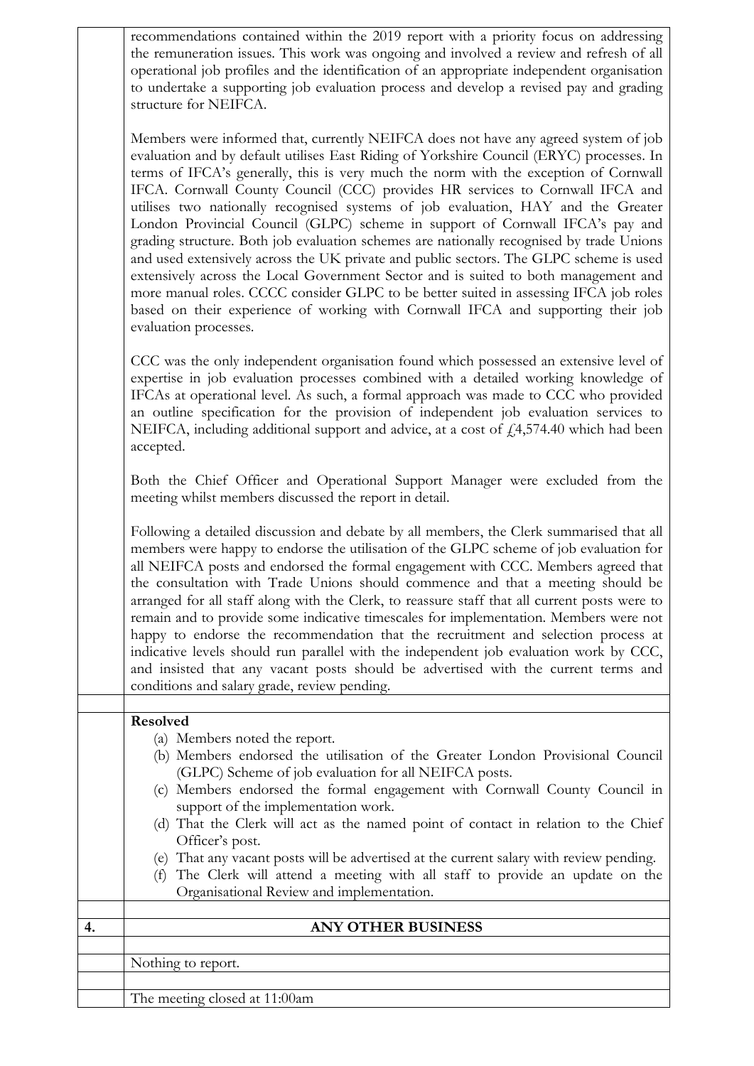recommendations contained within the 2019 report with a priority focus on addressing the remuneration issues. This work was ongoing and involved a review and refresh of all operational job profiles and the identification of an appropriate independent organisation to undertake a supporting job evaluation process and develop a revised pay and grading structure for NEIFCA.

Members were informed that, currently NEIFCA does not have any agreed system of job evaluation and by default utilises East Riding of Yorkshire Council (ERYC) processes. In terms of IFCA's generally, this is very much the norm with the exception of Cornwall IFCA. Cornwall County Council (CCC) provides HR services to Cornwall IFCA and utilises two nationally recognised systems of job evaluation, HAY and the Greater London Provincial Council (GLPC) scheme in support of Cornwall IFCA's pay and grading structure. Both job evaluation schemes are nationally recognised by trade Unions and used extensively across the UK private and public sectors. The GLPC scheme is used extensively across the Local Government Sector and is suited to both management and more manual roles. CCCC consider GLPC to be better suited in assessing IFCA job roles based on their experience of working with Cornwall IFCA and supporting their job evaluation processes.

CCC was the only independent organisation found which possessed an extensive level of expertise in job evaluation processes combined with a detailed working knowledge of IFCAs at operational level. As such, a formal approach was made to CCC who provided an outline specification for the provision of independent job evaluation services to NEIFCA, including additional support and advice, at a cost of £4,574.40 which had been accepted.

Both the Chief Officer and Operational Support Manager were excluded from the meeting whilst members discussed the report in detail.

Following a detailed discussion and debate by all members, the Clerk summarised that all members were happy to endorse the utilisation of the GLPC scheme of job evaluation for all NEIFCA posts and endorsed the formal engagement with CCC. Members agreed that the consultation with Trade Unions should commence and that a meeting should be arranged for all staff along with the Clerk, to reassure staff that all current posts were to remain and to provide some indicative timescales for implementation. Members were not happy to endorse the recommendation that the recruitment and selection process at indicative levels should run parallel with the independent job evaluation work by CCC, and insisted that any vacant posts should be advertised with the current terms and conditions and salary grade, review pending.

**Resolved**

(a) Members noted the report.
(b) Members endorsed the utilisation of the Greater London Provisional Council (GLPC) Scheme of job evaluation for all NEIFCA posts.
(c) Members endorsed the formal engagement with Cornwall County Council in support of the implementation work.
(d) That the Clerk will act as the named point of contact in relation to the Chief Officer's post.
(e) That any vacant posts will be advertised at the current salary with review pending.
(f) The Clerk will attend a meeting with all staff to provide an update on the Organisational Review and implementation.

## 4. ANY OTHER BUSINESS

Nothing to report.

The meeting closed at 11:00am